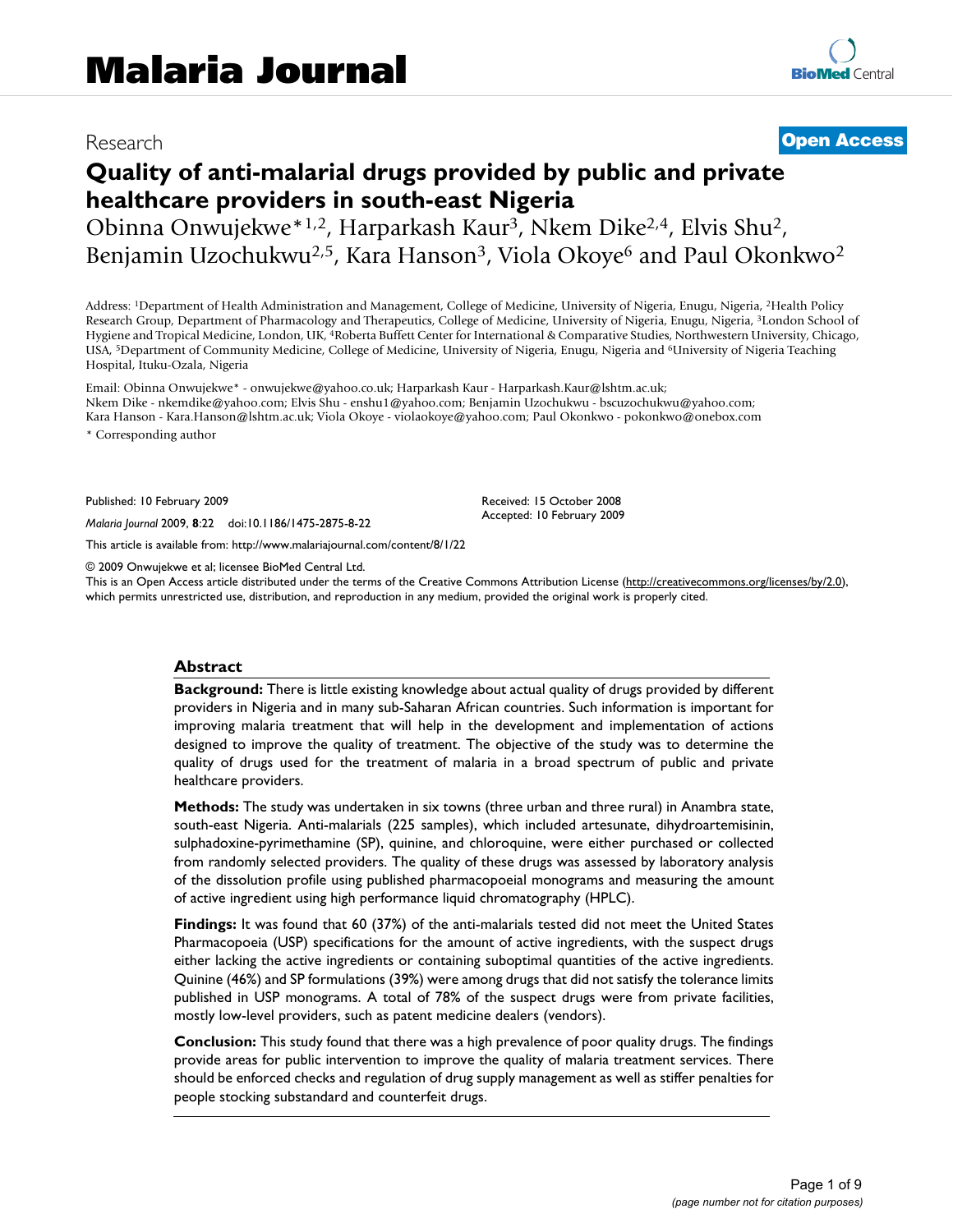# Malaria Journal

Research

**Open Access**

# Quality of anti-malarial drugs provided by public and private healthcare providers in south-east Nigeria

Obinna Onwujekwe*[1,2], Harparkash Kaur[3], Nkem Dike[2,4], Elvis Shu[2], Benjamin Uzochukwu[2,5], Kara Hanson[3], Viola Okoye[6] and Paul Okonkwo[2]

Address: [1]Department of Health Administration and Management, College of Medicine, University of Nigeria, Enugu, Nigeria, [2]Health Policy Research Group, Department of Pharmacology and Therapeutics, College of Medicine, University of Nigeria, Enugu, Nigeria, [3]London School of Hygiene and Tropical Medicine, London, UK, [4]Roberta Buffett Center for International & Comparative Studies, Northwestern University, Chicago, USA, [5]Department of Community Medicine, College of Medicine, University of Nigeria, Enugu, Nigeria and [6]University of Nigeria Teaching Hospital, Ituku-Ozala, Nigeria

Email: Obinna Onwujekwe* - onwujekwe@yahoo.co.uk; Harparkash Kaur - Harparkash.Kaur@lshtm.ac.uk; Nkem Dike - nkemdike@yahoo.com; Elvis Shu - enshu1@yahoo.com; Benjamin Uzochukwu - bscuzochukwu@yahoo.com; Kara Hanson - Kara.Hanson@lshtm.ac.uk; Viola Okoye - violaokoye@yahoo.com; Paul Okonkwo - pokonkwo@onebox.com

\* Corresponding author

Published: 10 February 2009

*Malaria Journal* 2009, **8**:22 doi:10.1186/1475-2875-8-22

Received: 15 October 2008
Accepted: 10 February 2009

This article is available from: http://www.malariajournal.com/content/8/1/22

© 2009 Onwujekwe et al; licensee BioMed Central Ltd.
This is an Open Access article distributed under the terms of the Creative Commons Attribution License (http://creativecommons.org/licenses/by/2.0), which permits unrestricted use, distribution, and reproduction in any medium, provided the original work is properly cited.

## Abstract

**Background:** There is little existing knowledge about actual quality of drugs provided by different providers in Nigeria and in many sub-Saharan African countries. Such information is important for improving malaria treatment that will help in the development and implementation of actions designed to improve the quality of treatment. The objective of the study was to determine the quality of drugs used for the treatment of malaria in a broad spectrum of public and private healthcare providers.

**Methods:** The study was undertaken in six towns (three urban and three rural) in Anambra state, south-east Nigeria. Anti-malarials (225 samples), which included artesunate, dihydroartemisinin, sulphadoxine-pyrimethamine (SP), quinine, and chloroquine, were either purchased or collected from randomly selected providers. The quality of these drugs was assessed by laboratory analysis of the dissolution profile using published pharmacopoeial monograms and measuring the amount of active ingredient using high performance liquid chromatography (HPLC).

**Findings:** It was found that 60 (37%) of the anti-malarials tested did not meet the United States Pharmacopoeia (USP) specifications for the amount of active ingredients, with the suspect drugs either lacking the active ingredients or containing suboptimal quantities of the active ingredients. Quinine (46%) and SP formulations (39%) were among drugs that did not satisfy the tolerance limits published in USP monograms. A total of 78% of the suspect drugs were from private facilities, mostly low-level providers, such as patent medicine dealers (vendors).

**Conclusion:** This study found that there was a high prevalence of poor quality drugs. The findings provide areas for public intervention to improve the quality of malaria treatment services. There should be enforced checks and regulation of drug supply management as well as stiffer penalties for people stocking substandard and counterfeit drugs.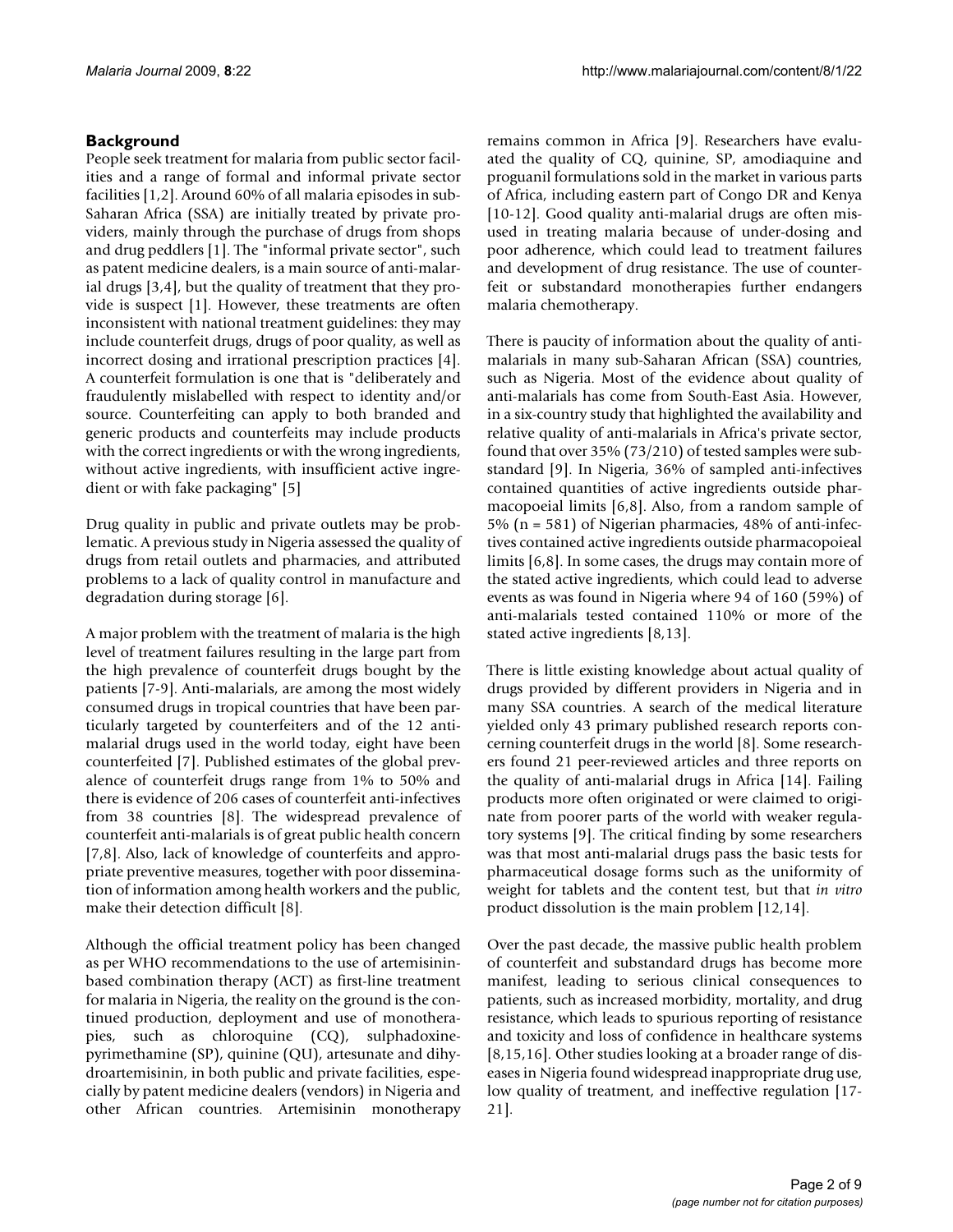## Background

People seek treatment for malaria from public sector facilities and a range of formal and informal private sector facilities [1,2]. Around 60% of all malaria episodes in sub-Saharan Africa (SSA) are initially treated by private providers, mainly through the purchase of drugs from shops and drug peddlers [1]. The "informal private sector", such as patent medicine dealers, is a main source of anti-malarial drugs [3,4], but the quality of treatment that they provide is suspect [1]. However, these treatments are often inconsistent with national treatment guidelines: they may include counterfeit drugs, drugs of poor quality, as well as incorrect dosing and irrational prescription practices [4]. A counterfeit formulation is one that is "deliberately and fraudulently mislabelled with respect to identity and/or source. Counterfeiting can apply to both branded and generic products and counterfeits may include products with the correct ingredients or with the wrong ingredients, without active ingredients, with insufficient active ingredient or with fake packaging" [5]

Drug quality in public and private outlets may be problematic. A previous study in Nigeria assessed the quality of drugs from retail outlets and pharmacies, and attributed problems to a lack of quality control in manufacture and degradation during storage [6].

A major problem with the treatment of malaria is the high level of treatment failures resulting in the large part from the high prevalence of counterfeit drugs bought by the patients [7-9]. Anti-malarials, are among the most widely consumed drugs in tropical countries that have been particularly targeted by counterfeiters and of the 12 anti-malarial drugs used in the world today, eight have been counterfeited [7]. Published estimates of the global prevalence of counterfeit drugs range from 1% to 50% and there is evidence of 206 cases of counterfeit anti-infectives from 38 countries [8]. The widespread prevalence of counterfeit anti-malarials is of great public health concern [7,8]. Also, lack of knowledge of counterfeits and appropriate preventive measures, together with poor dissemination of information among health workers and the public, make their detection difficult [8].

Although the official treatment policy has been changed as per WHO recommendations to the use of artemisinin-based combination therapy (ACT) as first-line treatment for malaria in Nigeria, the reality on the ground is the continued production, deployment and use of monotherapies, such as chloroquine (CQ), sulphadoxine-pyrimethamine (SP), quinine (QU), artesunate and dihydroartemisinin, in both public and private facilities, especially by patent medicine dealers (vendors) in Nigeria and other African countries. Artemisinin monotherapy remains common in Africa [9]. Researchers have evaluated the quality of CQ, quinine, SP, amodiaquine and proguanil formulations sold in the market in various parts of Africa, including eastern part of Congo DR and Kenya [10-12]. Good quality anti-malarial drugs are often misused in treating malaria because of under-dosing and poor adherence, which could lead to treatment failures and development of drug resistance. The use of counterfeit or substandard monotherapies further endangers malaria chemotherapy.

There is paucity of information about the quality of anti-malarials in many sub-Saharan African (SSA) countries, such as Nigeria. Most of the evidence about quality of anti-malarials has come from South-East Asia. However, in a six-country study that highlighted the availability and relative quality of anti-malarials in Africa's private sector, found that over 35% (73/210) of tested samples were substandard [9]. In Nigeria, 36% of sampled anti-infectives contained quantities of active ingredients outside pharmacopoeial limits [6,8]. Also, from a random sample of 5% (n = 581) of Nigerian pharmacies, 48% of anti-infectives contained active ingredients outside pharmacopoieal limits [6,8]. In some cases, the drugs may contain more of the stated active ingredients, which could lead to adverse events as was found in Nigeria where 94 of 160 (59%) of anti-malarials tested contained 110% or more of the stated active ingredients [8,13].

There is little existing knowledge about actual quality of drugs provided by different providers in Nigeria and in many SSA countries. A search of the medical literature yielded only 43 primary published research reports concerning counterfeit drugs in the world [8]. Some researchers found 21 peer-reviewed articles and three reports on the quality of anti-malarial drugs in Africa [14]. Failing products more often originated or were claimed to originate from poorer parts of the world with weaker regulatory systems [9]. The critical finding by some researchers was that most anti-malarial drugs pass the basic tests for pharmaceutical dosage forms such as the uniformity of weight for tablets and the content test, but that *in vitro* product dissolution is the main problem [12,14].

Over the past decade, the massive public health problem of counterfeit and substandard drugs has become more manifest, leading to serious clinical consequences to patients, such as increased morbidity, mortality, and drug resistance, which leads to spurious reporting of resistance and toxicity and loss of confidence in healthcare systems [8,15,16]. Other studies looking at a broader range of diseases in Nigeria found widespread inappropriate drug use, low quality of treatment, and ineffective regulation [17-21].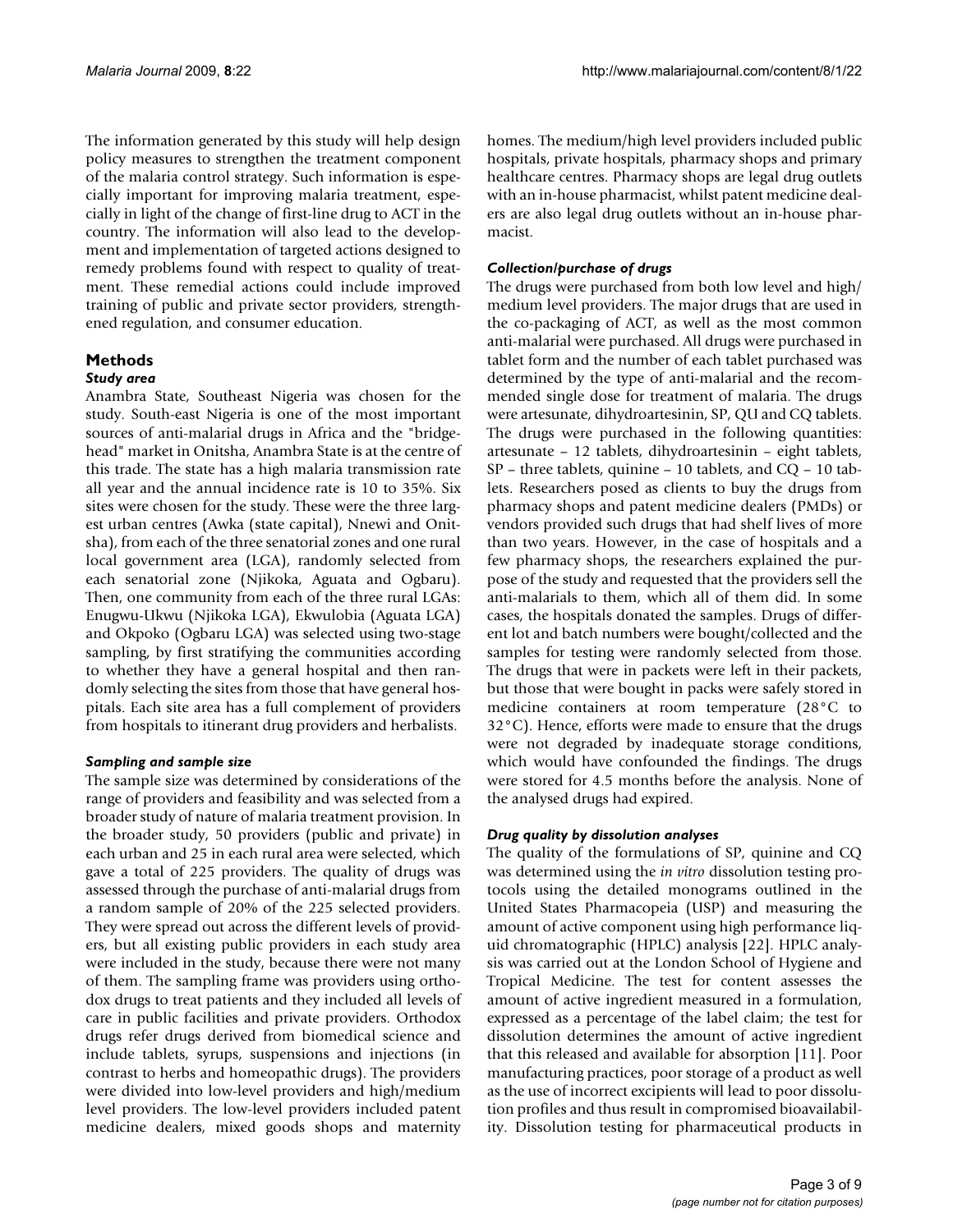The information generated by this study will help design policy measures to strengthen the treatment component of the malaria control strategy. Such information is especially important for improving malaria treatment, especially in light of the change of first-line drug to ACT in the country. The information will also lead to the development and implementation of targeted actions designed to remedy problems found with respect to quality of treatment. These remedial actions could include improved training of public and private sector providers, strengthened regulation, and consumer education.

## Methods

### *Study area*

Anambra State, Southeast Nigeria was chosen for the study. South-east Nigeria is one of the most important sources of anti-malarial drugs in Africa and the "bridgehead" market in Onitsha, Anambra State is at the centre of this trade. The state has a high malaria transmission rate all year and the annual incidence rate is 10 to 35%. Six sites were chosen for the study. These were the three largest urban centres (Awka (state capital), Nnewi and Onitsha), from each of the three senatorial zones and one rural local government area (LGA), randomly selected from each senatorial zone (Njikoka, Aguata and Ogbaru). Then, one community from each of the three rural LGAs: Enugwu-Ukwu (Njikoka LGA), Ekwulobia (Aguata LGA) and Okpoko (Ogbaru LGA) was selected using two-stage sampling, by first stratifying the communities according to whether they have a general hospital and then randomly selecting the sites from those that have general hospitals. Each site area has a full complement of providers from hospitals to itinerant drug providers and herbalists.

### *Sampling and sample size*

The sample size was determined by considerations of the range of providers and feasibility and was selected from a broader study of nature of malaria treatment provision. In the broader study, 50 providers (public and private) in each urban and 25 in each rural area were selected, which gave a total of 225 providers. The quality of drugs was assessed through the purchase of anti-malarial drugs from a random sample of 20% of the 225 selected providers. They were spread out across the different levels of providers, but all existing public providers in each study area were included in the study, because there were not many of them. The sampling frame was providers using orthodox drugs to treat patients and they included all levels of care in public facilities and private providers. Orthodox drugs refer drugs derived from biomedical science and include tablets, syrups, suspensions and injections (in contrast to herbs and homeopathic drugs). The providers were divided into low-level providers and high/medium level providers. The low-level providers included patent medicine dealers, mixed goods shops and maternity homes. The medium/high level providers included public hospitals, private hospitals, pharmacy shops and primary healthcare centres. Pharmacy shops are legal drug outlets with an in-house pharmacist, whilst patent medicine dealers are also legal drug outlets without an in-house pharmacist.

### *Collection/purchase of drugs*

The drugs were purchased from both low level and high/medium level providers. The major drugs that are used in the co-packaging of ACT, as well as the most common anti-malarial were purchased. All drugs were purchased in tablet form and the number of each tablet purchased was determined by the type of anti-malarial and the recommended single dose for treatment of malaria. The drugs were artesunate, dihydroartesinin, SP, QU and CQ tablets. The drugs were purchased in the following quantities: artesunate – 12 tablets, dihydroartesinin – eight tablets, SP – three tablets, quinine – 10 tablets, and CQ – 10 tablets. Researchers posed as clients to buy the drugs from pharmacy shops and patent medicine dealers (PMDs) or vendors provided such drugs that had shelf lives of more than two years. However, in the case of hospitals and a few pharmacy shops, the researchers explained the purpose of the study and requested that the providers sell the anti-malarials to them, which all of them did. In some cases, the hospitals donated the samples. Drugs of different lot and batch numbers were bought/collected and the samples for testing were randomly selected from those. The drugs that were in packets were left in their packets, but those that were bought in packs were safely stored in medicine containers at room temperature (28°C to 32°C). Hence, efforts were made to ensure that the drugs were not degraded by inadequate storage conditions, which would have confounded the findings. The drugs were stored for 4.5 months before the analysis. None of the analysed drugs had expired.

### *Drug quality by dissolution analyses*

The quality of the formulations of SP, quinine and CQ was determined using the *in vitro* dissolution testing protocols using the detailed monograms outlined in the United States Pharmacopeia (USP) and measuring the amount of active component using high performance liquid chromatographic (HPLC) analysis [22]. HPLC analysis was carried out at the London School of Hygiene and Tropical Medicine. The test for content assesses the amount of active ingredient measured in a formulation, expressed as a percentage of the label claim; the test for dissolution determines the amount of active ingredient that this released and available for absorption [11]. Poor manufacturing practices, poor storage of a product as well as the use of incorrect excipients will lead to poor dissolution profiles and thus result in compromised bioavailability. Dissolution testing for pharmaceutical products in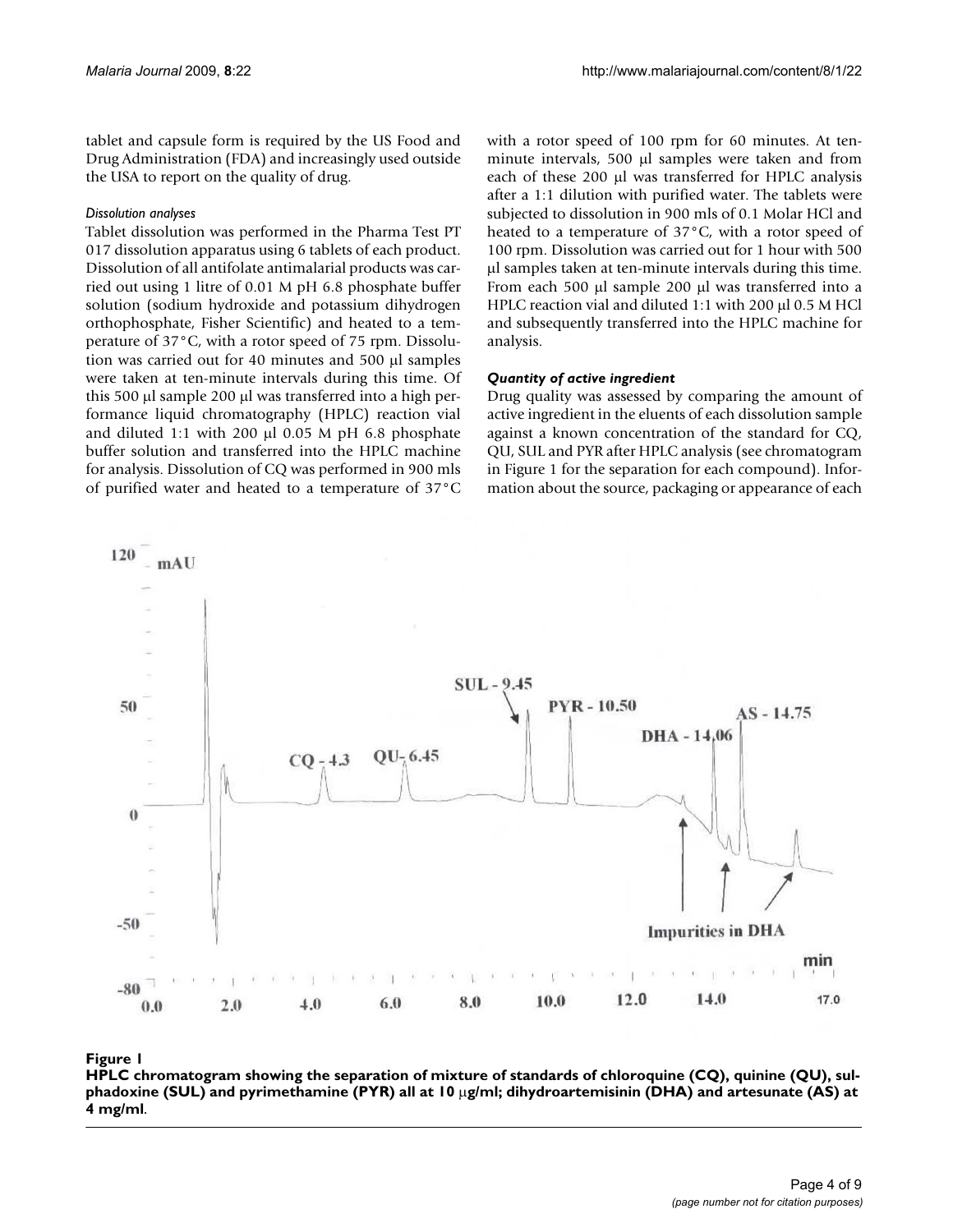tablet and capsule form is required by the US Food and Drug Administration (FDA) and increasingly used outside the USA to report on the quality of drug.

#### *Dissolution analyses*

Tablet dissolution was performed in the Pharma Test PT 017 dissolution apparatus using 6 tablets of each product. Dissolution of all antifolate antimalarial products was carried out using 1 litre of 0.01 M pH 6.8 phosphate buffer solution (sodium hydroxide and potassium dihydrogen orthophosphate, Fisher Scientific) and heated to a temperature of 37°C, with a rotor speed of 75 rpm. Dissolution was carried out for 40 minutes and 500 μl samples were taken at ten-minute intervals during this time. Of this 500 μl sample 200 μl was transferred into a high performance liquid chromatography (HPLC) reaction vial and diluted 1:1 with 200 μl 0.05 M pH 6.8 phosphate buffer solution and transferred into the HPLC machine for analysis. Dissolution of CQ was performed in 900 mls of purified water and heated to a temperature of 37°C with a rotor speed of 100 rpm for 60 minutes. At ten-minute intervals, 500 μl samples were taken and from each of these 200 μl was transferred for HPLC analysis after a 1:1 dilution with purified water. The tablets were subjected to dissolution in 900 mls of 0.1 Molar HCl and heated to a temperature of 37°C, with a rotor speed of 100 rpm. Dissolution was carried out for 1 hour with 500 μl samples taken at ten-minute intervals during this time. From each 500 μl sample 200 μl was transferred into a HPLC reaction vial and diluted 1:1 with 200 μl 0.5 M HCl and subsequently transferred into the HPLC machine for analysis.

#### *Quantity of active ingredient*

Drug quality was assessed by comparing the amount of active ingredient in the eluents of each dissolution sample against a known concentration of the standard for CQ, QU, SUL and PYR after HPLC analysis (see chromatogram in Figure 1 for the separation for each compound). Information about the source, packaging or appearance of each

**Figure 1**

**HPLC chromatogram showing the separation of mixture of standards of chloroquine (CQ), quinine (QU), sulphadoxine (SUL) and pyrimethamine (PYR) all at 10 μg/ml; dihydroartemisinin (DHA) and artesunate (AS) at 4 mg/ml.**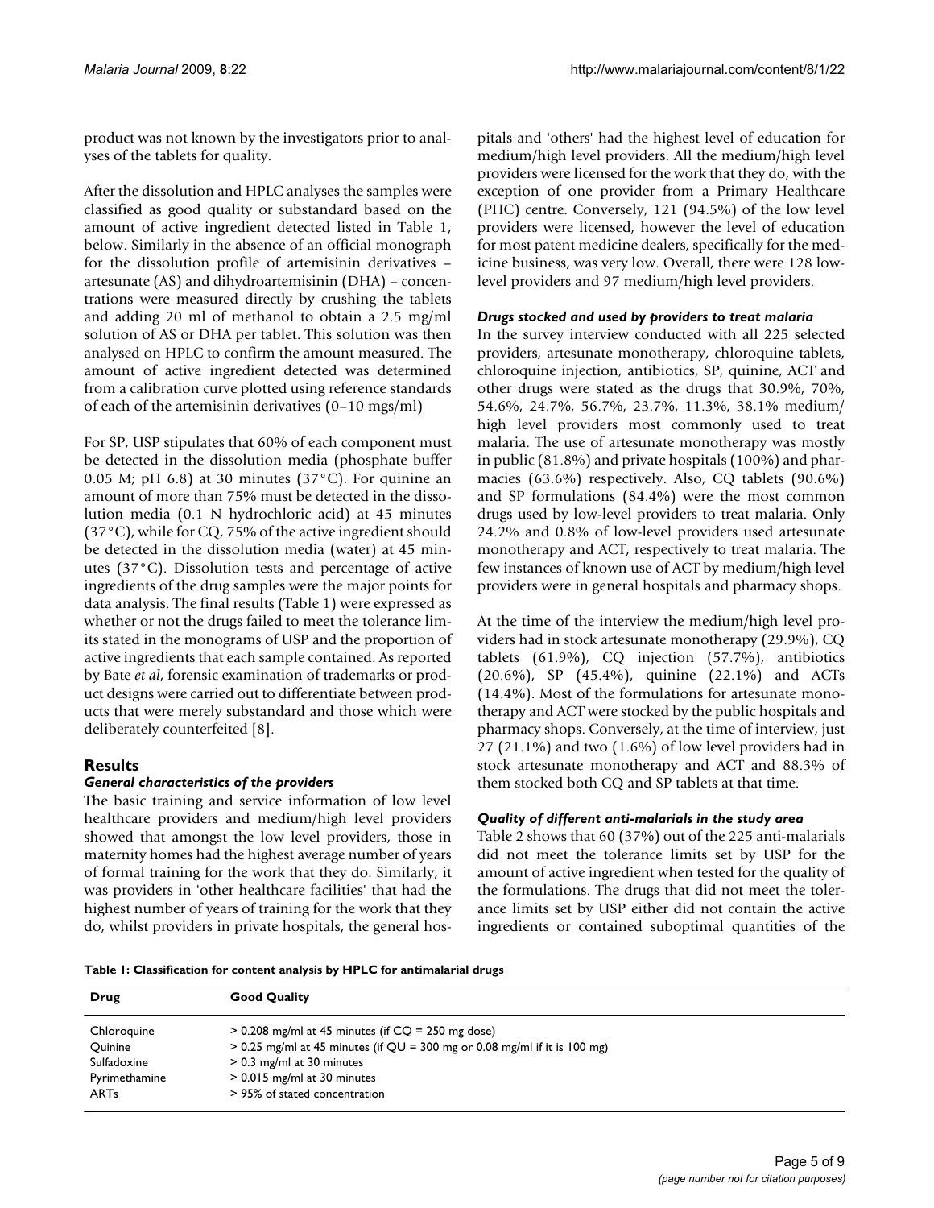product was not known by the investigators prior to analyses of the tablets for quality.

After the dissolution and HPLC analyses the samples were classified as good quality or substandard based on the amount of active ingredient detected listed in Table 1, below. Similarly in the absence of an official monograph for the dissolution profile of artemisinin derivatives – artesunate (AS) and dihydroartemisinin (DHA) – concentrations were measured directly by crushing the tablets and adding 20 ml of methanol to obtain a 2.5 mg/ml solution of AS or DHA per tablet. This solution was then analysed on HPLC to confirm the amount measured. The amount of active ingredient detected was determined from a calibration curve plotted using reference standards of each of the artemisinin derivatives (0–10 mgs/ml)

For SP, USP stipulates that 60% of each component must be detected in the dissolution media (phosphate buffer 0.05 M; pH 6.8) at 30 minutes (37°C). For quinine an amount of more than 75% must be detected in the dissolution media (0.1 N hydrochloric acid) at 45 minutes (37°C), while for CQ, 75% of the active ingredient should be detected in the dissolution media (water) at 45 minutes (37°C). Dissolution tests and percentage of active ingredients of the drug samples were the major points for data analysis. The final results (Table 1) were expressed as whether or not the drugs failed to meet the tolerance limits stated in the monograms of USP and the proportion of active ingredients that each sample contained. As reported by Bate *et al*, forensic examination of trademarks or product designs were carried out to differentiate between products that were merely substandard and those which were deliberately counterfeited [8].

## Results

### *General characteristics of the providers*

The basic training and service information of low level healthcare providers and medium/high level providers showed that amongst the low level providers, those in maternity homes had the highest average number of years of formal training for the work that they do. Similarly, it was providers in 'other healthcare facilities' that had the highest number of years of training for the work that they do, whilst providers in private hospitals, the general hospitals and 'others' had the highest level of education for medium/high level providers. All the medium/high level providers were licensed for the work that they do, with the exception of one provider from a Primary Healthcare (PHC) centre. Conversely, 121 (94.5%) of the low level providers were licensed, however the level of education for most patent medicine dealers, specifically for the medicine business, was very low. Overall, there were 128 low-level providers and 97 medium/high level providers.

### *Drugs stocked and used by providers to treat malaria*

In the survey interview conducted with all 225 selected providers, artesunate monotherapy, chloroquine tablets, chloroquine injection, antibiotics, SP, quinine, ACT and other drugs were stated as the drugs that 30.9%, 70%, 54.6%, 24.7%, 56.7%, 23.7%, 11.3%, 38.1% medium/high level providers most commonly used to treat malaria. The use of artesunate monotherapy was mostly in public (81.8%) and private hospitals (100%) and pharmacies (63.6%) respectively. Also, CQ tablets (90.6%) and SP formulations (84.4%) were the most common drugs used by low-level providers to treat malaria. Only 24.2% and 0.8% of low-level providers used artesunate monotherapy and ACT, respectively to treat malaria. The few instances of known use of ACT by medium/high level providers were in general hospitals and pharmacy shops.

At the time of the interview the medium/high level providers had in stock artesunate monotherapy (29.9%), CQ tablets (61.9%), CQ injection (57.7%), antibiotics (20.6%), SP (45.4%), quinine (22.1%) and ACTs (14.4%). Most of the formulations for artesunate monotherapy and ACT were stocked by the public hospitals and pharmacy shops. Conversely, at the time of interview, just 27 (21.1%) and two (1.6%) of low level providers had in stock artesunate monotherapy and ACT and 88.3% of them stocked both CQ and SP tablets at that time.

### *Quality of different anti-malarials in the study area*

Table 2 shows that 60 (37%) out of the 225 anti-malarials did not meet the tolerance limits set by USP for the amount of active ingredient when tested for the quality of the formulations. The drugs that did not meet the tolerance limits set by USP either did not contain the active ingredients or contained suboptimal quantities of the

**Table 1: Classification for content analysis by HPLC for antimalarial drugs**

| Drug | Good Quality |
|---|---|
| Chloroquine | > 0.208 mg/ml at 45 minutes (if CQ = 250 mg dose) |
| Quinine | > 0.25 mg/ml at 45 minutes (if QU = 300 mg or 0.08 mg/ml if it is 100 mg) |
| Sulfadoxine | > 0.3 mg/ml at 30 minutes |
| Pyrimethamine | > 0.015 mg/ml at 30 minutes |
| ARTs | > 95% of stated concentration |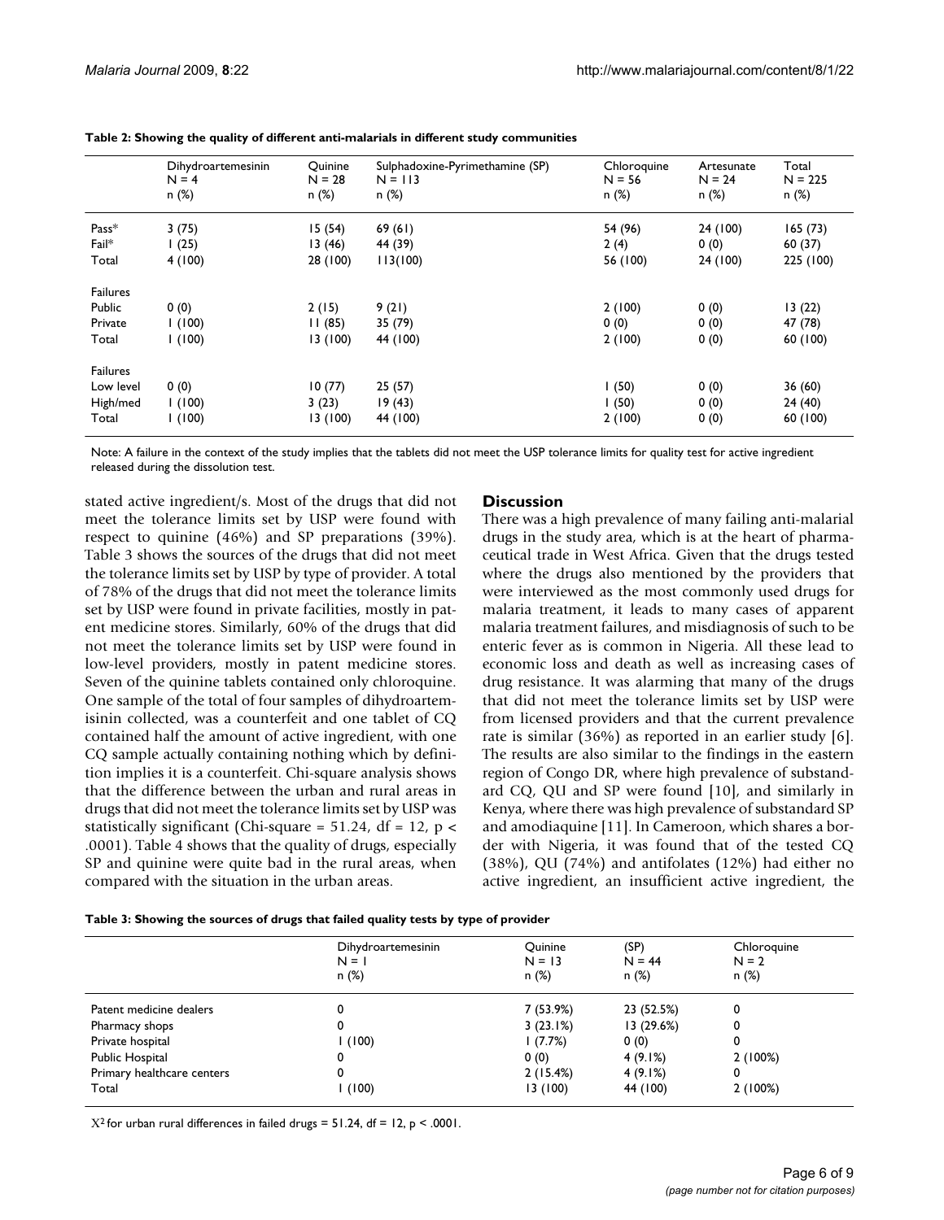**Table 2: Showing the quality of different anti-malarials in different study communities**

| | Dihydroartemesinin N = 4 n (%) | Quinine N = 28 n (%) | Sulphadoxine-Pyrimethamine (SP) N = 113 n (%) | Chloroquine N = 56 n (%) | Artesunate N = 24 n (%) | Total N = 225 n (%) |
|---|---|---|---|---|---|---|
| Pass* | 3 (75) | 15 (54) | 69 (61) | 54 (96) | 24 (100) | 165 (73) |
| Fail* | 1 (25) | 13 (46) | 44 (39) | 2 (4) | 0 (0) | 60 (37) |
| Total | 4 (100) | 28 (100) | 113(100) | 56 (100) | 24 (100) | 225 (100) |
| Failures | | | | | | |
| Public | 0 (0) | 2 (15) | 9 (21) | 2 (100) | 0 (0) | 13 (22) |
| Private | 1 (100) | 11 (85) | 35 (79) | 0 (0) | 0 (0) | 47 (78) |
| Total | 1 (100) | 13 (100) | 44 (100) | 2 (100) | 0 (0) | 60 (100) |
| Failures | | | | | | |
| Low level | 0 (0) | 10 (77) | 25 (57) | 1 (50) | 0 (0) | 36 (60) |
| High/med | 1 (100) | 3 (23) | 19 (43) | 1 (50) | 0 (0) | 24 (40) |
| Total | 1 (100) | 13 (100) | 44 (100) | 2 (100) | 0 (0) | 60 (100) |

Note: A failure in the context of the study implies that the tablets did not meet the USP tolerance limits for quality test for active ingredient released during the dissolution test.

stated active ingredient/s. Most of the drugs that did not meet the tolerance limits set by USP were found with respect to quinine (46%) and SP preparations (39%). Table 3 shows the sources of the drugs that did not meet the tolerance limits set by USP by type of provider. A total of 78% of the drugs that did not meet the tolerance limits set by USP were found in private facilities, mostly in patent medicine stores. Similarly, 60% of the drugs that did not meet the tolerance limits set by USP were found in low-level providers, mostly in patent medicine stores. Seven of the quinine tablets contained only chloroquine. One sample of the total of four samples of dihydroartemisinin collected, was a counterfeit and one tablet of CQ contained half the amount of active ingredient, with one CQ sample actually containing nothing which by definition implies it is a counterfeit. Chi-square analysis shows that the difference between the urban and rural areas in drugs that did not meet the tolerance limits set by USP was statistically significant (Chi-square = 51.24, df = 12, $p < .0001$). Table 4 shows that the quality of drugs, especially SP and quinine were quite bad in the rural areas, when compared with the situation in the urban areas.

## Discussion

There was a high prevalence of many failing anti-malarial drugs in the study area, which is at the heart of pharmaceutical trade in West Africa. Given that the drugs tested where the drugs also mentioned by the providers that were interviewed as the most commonly used drugs for malaria treatment, it leads to many cases of apparent malaria treatment failures, and misdiagnosis of such to be enteric fever as is common in Nigeria. All these lead to economic loss and death as well as increasing cases of drug resistance. It was alarming that many of the drugs that did not meet the tolerance limits set by USP were from licensed providers and that the current prevalence rate is similar (36%) as reported in an earlier study [6]. The results are also similar to the findings in the eastern region of Congo DR, where high prevalence of substandard CQ, QU and SP were found [10], and similarly in Kenya, where there was high prevalence of substandard SP and amodiaquine [11]. In Cameroon, which shares a border with Nigeria, it was found that of the tested CQ (38%), QU (74%) and antifolates (12%) had either no active ingredient, an insufficient active ingredient, the

**Table 3: Showing the sources of drugs that failed quality tests by type of provider**

| | Dihydroartemesinin N = 1 n (%) | Quinine N = 13 n (%) | (SP) N = 44 n (%) | Chloroquine N = 2 n (%) |
|---|---|---|---|---|
| Patent medicine dealers | 0 | 7 (53.9%) | 23 (52.5%) | 0 |
| Pharmacy shops | 0 | 3 (23.1%) | 13 (29.6%) | 0 |
| Private hospital | 1 (100) | 1 (7.7%) | 0 (0) | 0 |
| Public Hospital | 0 | 0 (0) | 4 (9.1%) | 2 (100%) |
| Primary healthcare centers | 0 | 2 (15.4%) | 4 (9.1%) | 0 |
| Total | 1 (100) | 13 (100) | 44 (100) | 2 (100%) |

$X^2$ for urban rural differences in failed drugs = 51.24, df = 12, $p < .0001$.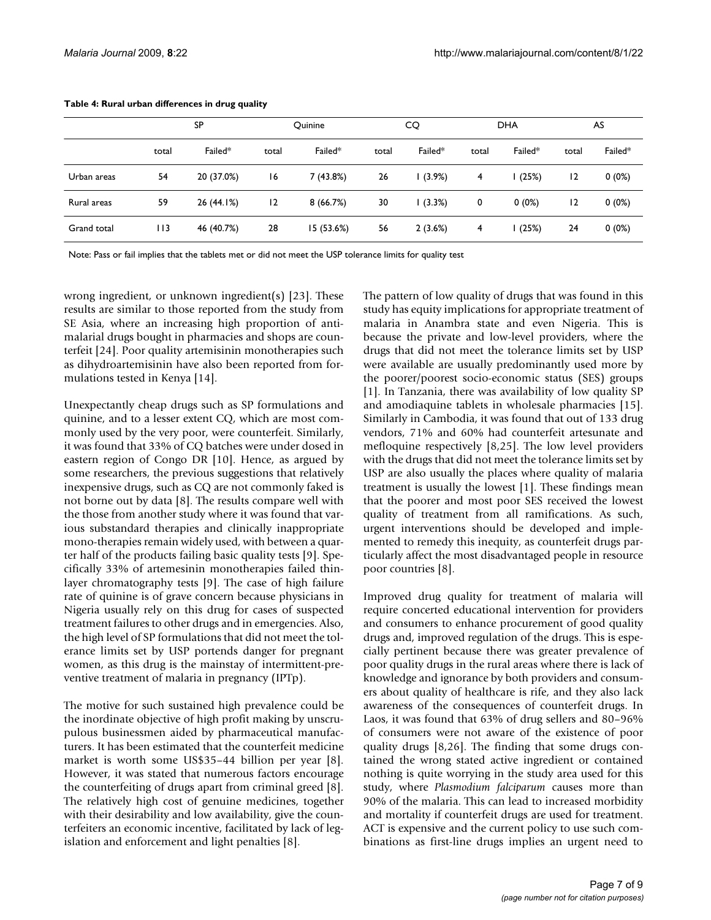**Table 4: Rural urban differences in drug quality**

| | SP | | Quinine | | CQ | | DHA | | AS | |
|---|---|---|---|---|---|---|---|---|---|---|
| | total | Failed* | total | Failed* | total | Failed* | total | Failed* | total | Failed* |
| Urban areas | 54 | 20 (37.0%) | 16 | 7 (43.8%) | 26 | 1 (3.9%) | 4 | 1 (25%) | 12 | 0 (0%) |
| Rural areas | 59 | 26 (44.1%) | 12 | 8 (66.7%) | 30 | 1 (3.3%) | 0 | 0 (0%) | 12 | 0 (0%) |
| Grand total | 113 | 46 (40.7%) | 28 | 15 (53.6%) | 56 | 2 (3.6%) | 4 | 1 (25%) | 24 | 0 (0%) |

Note: Pass or fail implies that the tablets met or did not meet the USP tolerance limits for quality test

wrong ingredient, or unknown ingredient(s) [23]. These results are similar to those reported from the study from SE Asia, where an increasing high proportion of antimalarial drugs bought in pharmacies and shops are counterfeit [24]. Poor quality artemisinin monotherapies such as dihydroartemisinin have also been reported from formulations tested in Kenya [14].

Unexpectantly cheap drugs such as SP formulations and quinine, and to a lesser extent CQ, which are most commonly used by the very poor, were counterfeit. Similarly, it was found that 33% of CQ batches were under dosed in eastern region of Congo DR [10]. Hence, as argued by some researchers, the previous suggestions that relatively inexpensive drugs, such as CQ are not commonly faked is not borne out by data [8]. The results compare well with the those from another study where it was found that various substandard therapies and clinically inappropriate mono-therapies remain widely used, with between a quarter half of the products failing basic quality tests [9]. Specifically 33% of artemesinin monotherapies failed thin-layer chromatography tests [9]. The case of high failure rate of quinine is of grave concern because physicians in Nigeria usually rely on this drug for cases of suspected treatment failures to other drugs and in emergencies. Also, the high level of SP formulations that did not meet the tolerance limits set by USP portends danger for pregnant women, as this drug is the mainstay of intermittent-preventive treatment of malaria in pregnancy (IPTp).

The motive for such sustained high prevalence could be the inordinate objective of high profit making by unscrupulous businessmen aided by pharmaceutical manufacturers. It has been estimated that the counterfeit medicine market is worth some US$35–44 billion per year [8]. However, it was stated that numerous factors encourage the counterfeiting of drugs apart from criminal greed [8]. The relatively high cost of genuine medicines, together with their desirability and low availability, give the counterfeiters an economic incentive, facilitated by lack of legislation and enforcement and light penalties [8].

The pattern of low quality of drugs that was found in this study has equity implications for appropriate treatment of malaria in Anambra state and even Nigeria. This is because the private and low-level providers, where the drugs that did not meet the tolerance limits set by USP were available are usually predominantly used more by the poorer/poorest socio-economic status (SES) groups [1]. In Tanzania, there was availability of low quality SP and amodiaquine tablets in wholesale pharmacies [15]. Similarly in Cambodia, it was found that out of 133 drug vendors, 71% and 60% had counterfeit artesunate and mefloquine respectively [8,25]. The low level providers with the drugs that did not meet the tolerance limits set by USP are also usually the places where quality of malaria treatment is usually the lowest [1]. These findings mean that the poorer and most poor SES received the lowest quality of treatment from all ramifications. As such, urgent interventions should be developed and implemented to remedy this inequity, as counterfeit drugs particularly affect the most disadvantaged people in resource poor countries [8].

Improved drug quality for treatment of malaria will require concerted educational intervention for providers and consumers to enhance procurement of good quality drugs and, improved regulation of the drugs. This is especially pertinent because there was greater prevalence of poor quality drugs in the rural areas where there is lack of knowledge and ignorance by both providers and consumers about quality of healthcare is rife, and they also lack awareness of the consequences of counterfeit drugs. In Laos, it was found that 63% of drug sellers and 80–96% of consumers were not aware of the existence of poor quality drugs [8,26]. The finding that some drugs contained the wrong stated active ingredient or contained nothing is quite worrying in the study area used for this study, where *Plasmodium falciparum* causes more than 90% of the malaria. This can lead to increased morbidity and mortality if counterfeit drugs are used for treatment. ACT is expensive and the current policy to use such combinations as first-line drugs implies an urgent need to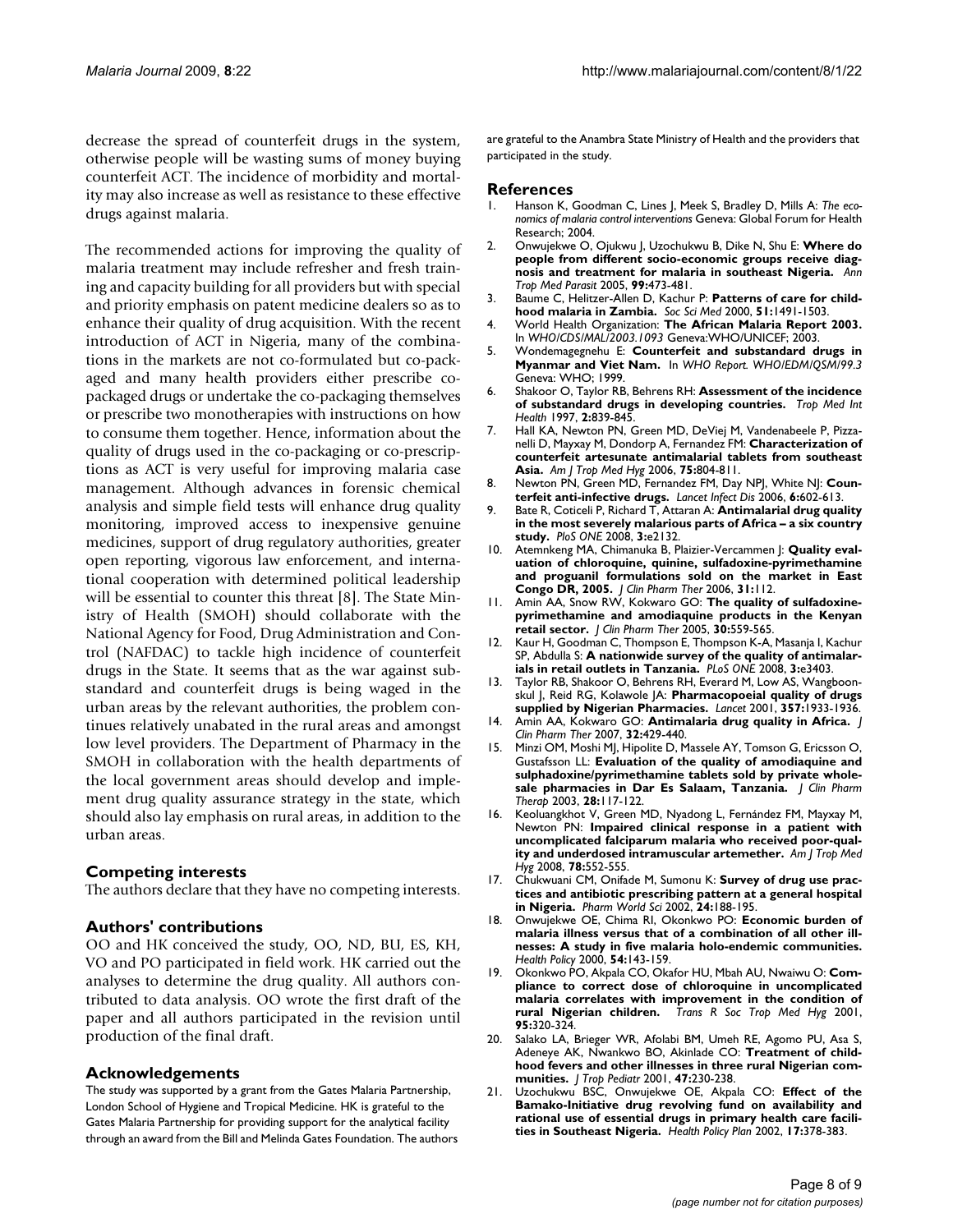decrease the spread of counterfeit drugs in the system, otherwise people will be wasting sums of money buying counterfeit ACT. The incidence of morbidity and mortality may also increase as well as resistance to these effective drugs against malaria.

The recommended actions for improving the quality of malaria treatment may include refresher and fresh training and capacity building for all providers but with special and priority emphasis on patent medicine dealers so as to enhance their quality of drug acquisition. With the recent introduction of ACT in Nigeria, many of the combinations in the markets are not co-formulated but co-packaged and many health providers either prescribe co-packaged drugs or undertake the co-packaging themselves or prescribe two monotherapies with instructions on how to consume them together. Hence, information about the quality of drugs used in the co-packaging or co-prescriptions as ACT is very useful for improving malaria case management. Although advances in forensic chemical analysis and simple field tests will enhance drug quality monitoring, improved access to inexpensive genuine medicines, support of drug regulatory authorities, greater open reporting, vigorous law enforcement, and international cooperation with determined political leadership will be essential to counter this threat [8]. The State Ministry of Health (SMOH) should collaborate with the National Agency for Food, Drug Administration and Control (NAFDAC) to tackle high incidence of counterfeit drugs in the State. It seems that as the war against substandard and counterfeit drugs is being waged in the urban areas by the relevant authorities, the problem continues relatively unabated in the rural areas and amongst low level providers. The Department of Pharmacy in the SMOH in collaboration with the health departments of the local government areas should develop and implement drug quality assurance strategy in the state, which should also lay emphasis on rural areas, in addition to the urban areas.

## Competing interests

The authors declare that they have no competing interests.

## Authors' contributions

OO and HK conceived the study, OO, ND, BU, ES, KH, VO and PO participated in field work. HK carried out the analyses to determine the drug quality. All authors contributed to data analysis. OO wrote the first draft of the paper and all authors participated in the revision until production of the final draft.

## Acknowledgements

The study was supported by a grant from the Gates Malaria Partnership, London School of Hygiene and Tropical Medicine. HK is grateful to the Gates Malaria Partnership for providing support for the analytical facility through an award from the Bill and Melinda Gates Foundation. The authors are grateful to the Anambra State Ministry of Health and the providers that participated in the study.

## References

1. Hanson K, Goodman C, Lines J, Meek S, Bradley D, Mills A: *The economics of malaria control interventions* Geneva: Global Forum for Health Research; 2004.
2. Onwujekwe O, Ojukwu J, Uzochukwu B, Dike N, Shu E: **Where do people from different socio-economic groups receive diagnosis and treatment for malaria in southeast Nigeria.** *Ann Trop Med Parasit* 2005, **99:**473-481.
3. Baume C, Helitzer-Allen D, Kachur P: **Patterns of care for childhood malaria in Zambia.** *Soc Sci Med* 2000, **51:**1491-1503.
4. World Health Organization: **The African Malaria Report 2003.** In *WHO/CDS/MAL/2003.1093* Geneva:WHO/UNICEF; 2003.
5. Wondemagegnehu E: **Counterfeit and substandard drugs in Myanmar and Viet Nam.** In *WHO Report. WHO/EDM/QSM/99.3* Geneva: WHO; 1999.
6. Shakoor O, Taylor RB, Behrens RH: **Assessment of the incidence of substandard drugs in developing countries.** *Trop Med Int Health* 1997, **2:**839-845.
7. Hall KA, Newton PN, Green MD, DeViej M, Vandenabeele P, Pizzanelli D, Mayxay M, Dondorp A, Fernandez FM: **Characterization of counterfeit artesunate antimalarial tablets from southeast Asia.** *Am J Trop Med Hyg* 2006, **75:**804-811.
8. Newton PN, Green MD, Fernandez FM, Day NPJ, White NJ: **Counterfeit anti-infective drugs.** *Lancet Infect Dis* 2006, **6:**602-613.
9. Bate R, Coticeli P, Richard T, Attaran A: **Antimalarial drug quality in the most severely malarious parts of Africa – a six country study.** *PloS ONE* 2008, **3:**e2132.
10. Atemnkeng MA, Chimanuka B, Plaizier-Vercammen J: **Quality evaluation of chloroquine, quinine, sulfadoxine-pyrimethamine and proguanil formulations sold on the market in East Congo DR, 2005.** *J Clin Pharm Ther* 2006, **31:**112.
11. Amin AA, Snow RW, Kokwaro GO: **The quality of sulfadoxine-pyrimethamine and amodiaquine products in the Kenyan retail sector.** *J Clin Pharm Ther* 2005, **30:**559-565.
12. Kaur H, Goodman C, Thompson E, Thompson K-A, Masanja I, Kachur SP, Abdulla S: **A nationwide survey of the quality of antimalarials in retail outlets in Tanzania.** *PLoS ONE* 2008, **3:**e3403.
13. Taylor RB, Shakoor O, Behrens RH, Everard M, Low AS, Wangboonskul J, Reid RG, Kolawole JA: **Pharmacopoeial quality of drugs supplied by Nigerian Pharmacies.** *Lancet* 2001, **357:**1933-1936.
14. Amin AA, Kokwaro GO: **Antimalaria drug quality in Africa.** *J Clin Pharm Ther* 2007, **32:**429-440.
15. Minzi OM, Moshi MJ, Hipolite D, Massele AY, Tomson G, Ericsson O, Gustafsson LL: **Evaluation of the quality of amodiaquine and sulphadoxine/pyrimethamine tablets sold by private wholesale pharmacies in Dar Es Salaam, Tanzania.** *J Clin Pharm Therap* 2003, **28:**117-122.
16. Keoluangkhot V, Green MD, Nyadong L, Fernández FM, Mayxay M, Newton PN: **Impaired clinical response in a patient with uncomplicated falciparum malaria who received poor-quality and underdosed intramuscular artemether.** *Am J Trop Med Hyg* 2008, **78:**552-555.
17. Chukwuani CM, Onifade M, Sumonu K: **Survey of drug use practices and antibiotic prescribing pattern at a general hospital in Nigeria.** *Pharm World Sci* 2002, **24:**188-195.
18. Onwujekwe OE, Chima RI, Okonkwo PO: **Economic burden of malaria illness versus that of a combination of all other illnesses: A study in five malaria holo-endemic communities.** *Health Policy* 2000, **54:**143-159.
19. Okonkwo PO, Akpala CO, Okafor HU, Mbah AU, Nwaiwu O: **Compliance to correct dose of chloroquine in uncomplicated malaria correlates with improvement in the condition of rural Nigerian children.** *Trans R Soc Trop Med Hyg* 2001, **95:**320-324.
20. Salako LA, Brieger WR, Afolabi BM, Umeh RE, Agomo PU, Asa S, Adeneye AK, Nwankwo BO, Akinlade CO: **Treatment of childhood fevers and other illnesses in three rural Nigerian communities.** *J Trop Pediatr* 2001, **47:**230-238.
21. Uzochukwu BSC, Onwujekwe OE, Akpala CO: **Effect of the Bamako-Initiative drug revolving fund on availability and rational use of essential drugs in primary health care facilities in Southeast Nigeria.** *Health Policy Plan* 2002, **17:**378-383.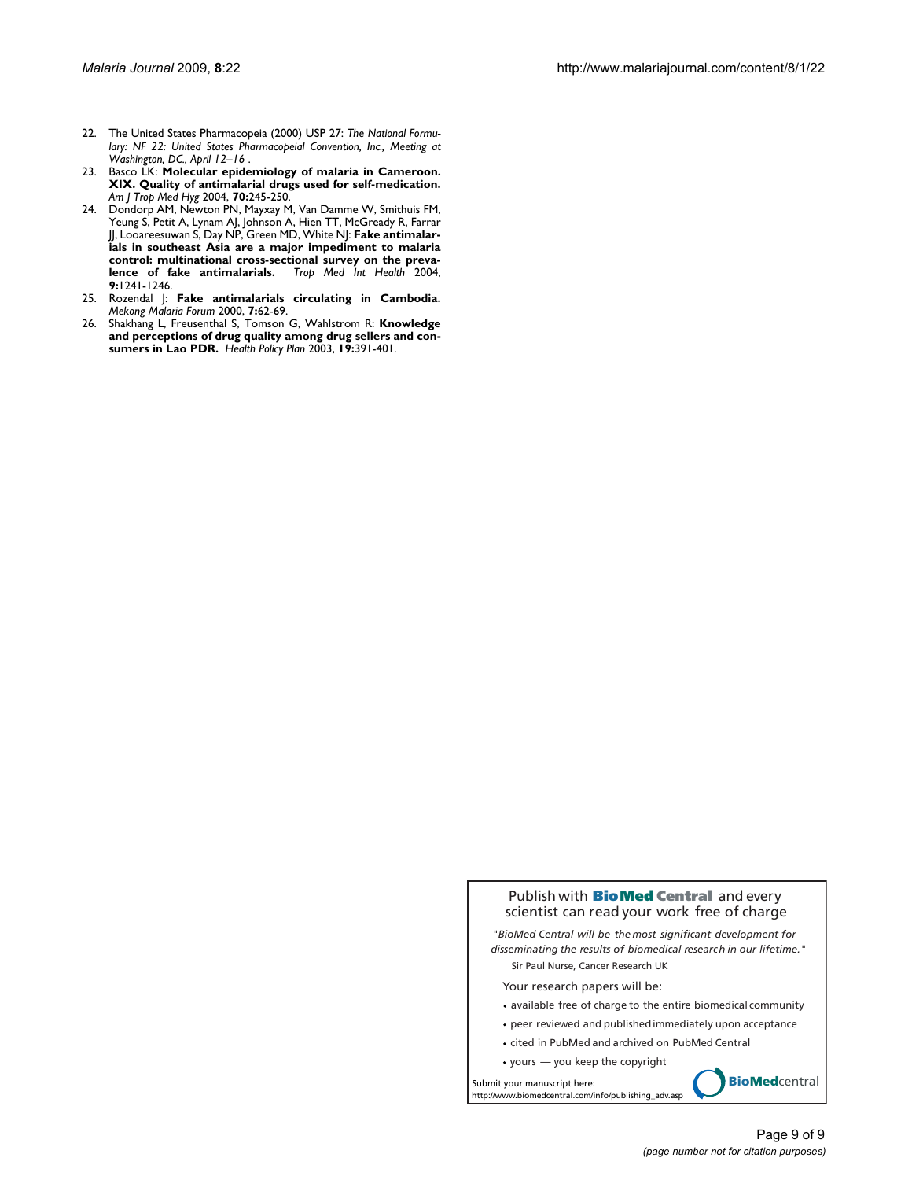22. The United States Pharmacopeia (2000) USP 27: *The National Formulary: NF 22: United States Pharmacopeial Convention, Inc., Meeting at Washington, DC., April 12–16* .
23. Basco LK: **Molecular epidemiology of malaria in Cameroon. XIX. Quality of antimalarial drugs used for self-medication.** *Am J Trop Med Hyg* 2004, **70:**245-250.
24. Dondorp AM, Newton PN, Mayxay M, Van Damme W, Smithuis FM, Yeung S, Petit A, Lynam AJ, Johnson A, Hien TT, McGready R, Farrar JJ, Looareesuwan S, Day NP, Green MD, White NJ: **Fake antimalarials in southeast Asia are a major impediment to malaria control: multinational cross-sectional survey on the prevalence of fake antimalarials.** *Trop Med Int Health* 2004, **9:**1241-1246.
25. Rozendal J: **Fake antimalarials circulating in Cambodia.** *Mekong Malaria Forum* 2000, **7:**62-69.
26. Shakhang L, Freusenthal S, Tomson G, Wahlstrom R: **Knowledge and perceptions of drug quality among drug sellers and consumers in Lao PDR.** *Health Policy Plan* 2003, **19:**391-401.

Publish with **BioMed Central** and every scientist can read your work free of charge

*"BioMed Central will be the most significant development for disseminating the results of biomedical research in our lifetime."*

Sir Paul Nurse, Cancer Research UK

Your research papers will be:

- available free of charge to the entire biomedical community
- peer reviewed and published immediately upon acceptance
- cited in PubMed and archived on PubMed Central
- yours — you keep the copyright

Submit your manuscript here:
http://www.biomedcentral.com/info/publishing_adv.asp

**BioMed**central